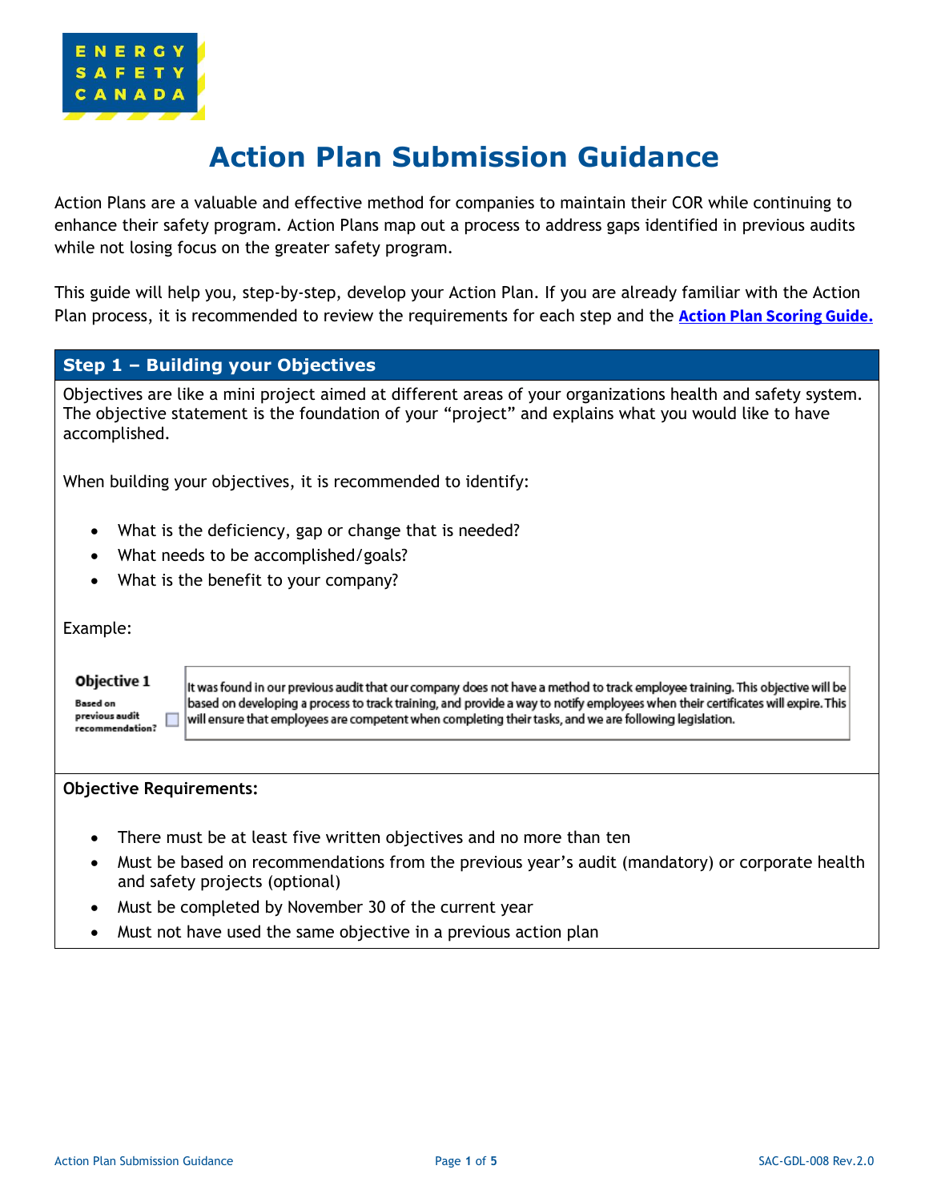# Action Plan Submission Guidance

Action Plans are a valuable and effective method for companies to maintain their COR while continuing to enhance their safety program. Action Plans map out a process to address gaps identified in previous audits while not losing focus on the greater safety program.

This guide will help you, step-by-step, develop your Action Plan. If you are already familiar with the Action Plan process, it is recommended to review the requirements for each step and the **Action Plan Scoring Guide.**

## Step 1 – Building your Objectives

Objectives are like a mini project aimed at different areas of your organizations health and safety system. The objective statement is the foundation of your "project" and explains what you would like to have accomplished.

When building your objectives, it is recommended to identify:

- What is the deficiency, gap or change that is needed?
- What needs to be accomplished/goals?
- What is the benefit to your company?

Example:

**Objective 1**

**Based on previous audit recommendation?** ☐

It was found in our previous audit that our company does not have a method to track employee training. This objective will be based on developing a process to track training, and provide a way to notify employees when their certificates will expire. This will ensure that employees are competent when completing their tasks, and we are following legislation.

**Objective Requirements:**

- There must be at least five written objectives and no more than ten
- Must be based on recommendations from the previous year's audit (mandatory) or corporate health and safety projects (optional)
- Must be completed by November 30 of the current year
- Must not have used the same objective in a previous action plan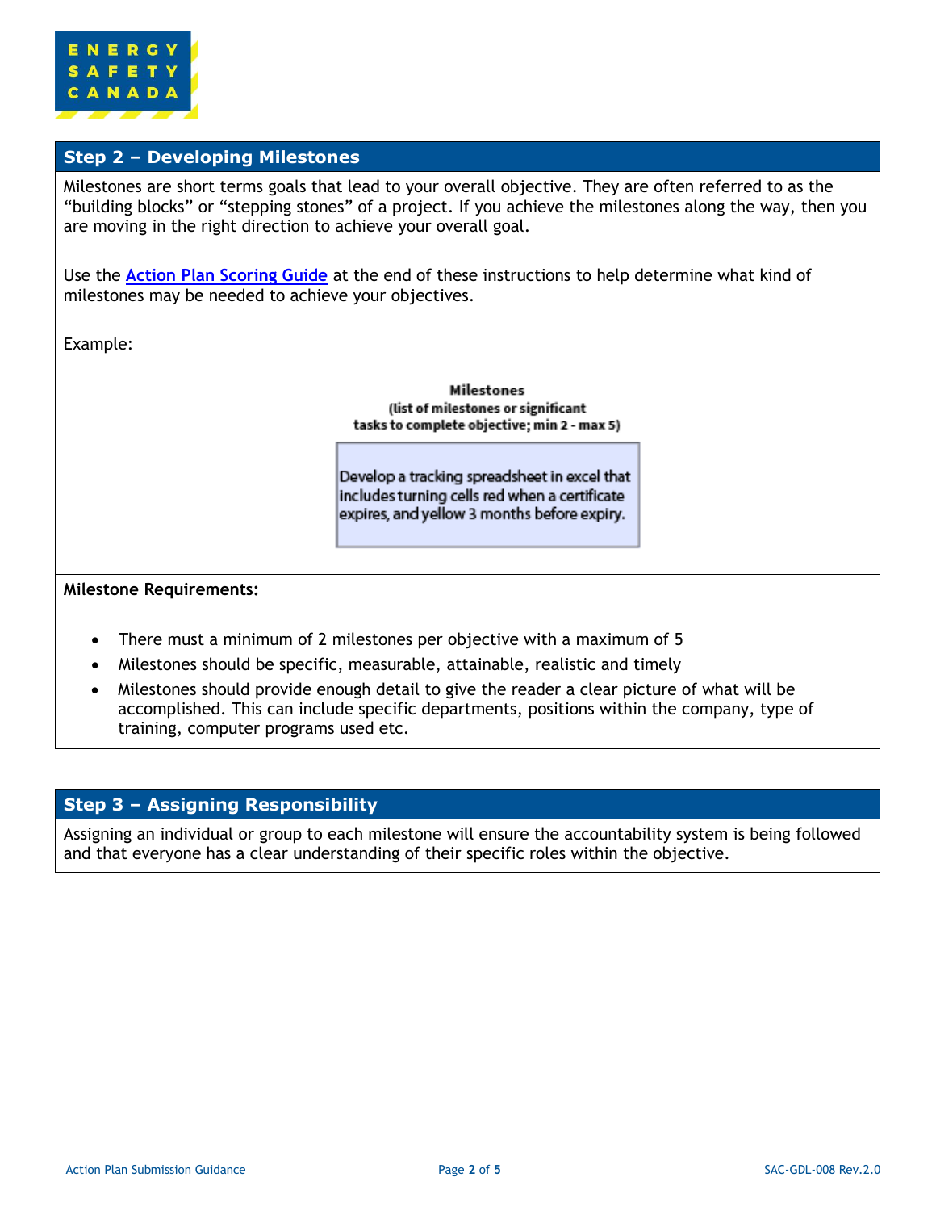## Step 2 – Developing Milestones

Milestones are short terms goals that lead to your overall objective. They are often referred to as the "building blocks" or "stepping stones" of a project. If you achieve the milestones along the way, then you are moving in the right direction to achieve your overall goal.

Use the **Action Plan Scoring Guide** at the end of these instructions to help determine what kind of milestones may be needed to achieve your objectives.

Example:

| **Milestones (list of milestones or significant tasks to complete objective; min 2 - max 5)** |
| --- |
| Develop a tracking spreadsheet in excel that includes turning cells red when a certificate expires, and yellow 3 months before expiry. |

**Milestone Requirements:**

- There must a minimum of 2 milestones per objective with a maximum of 5
- Milestones should be specific, measurable, attainable, realistic and timely
- Milestones should provide enough detail to give the reader a clear picture of what will be accomplished. This can include specific departments, positions within the company, type of training, computer programs used etc.

## Step 3 – Assigning Responsibility

Assigning an individual or group to each milestone will ensure the accountability system is being followed and that everyone has a clear understanding of their specific roles within the objective.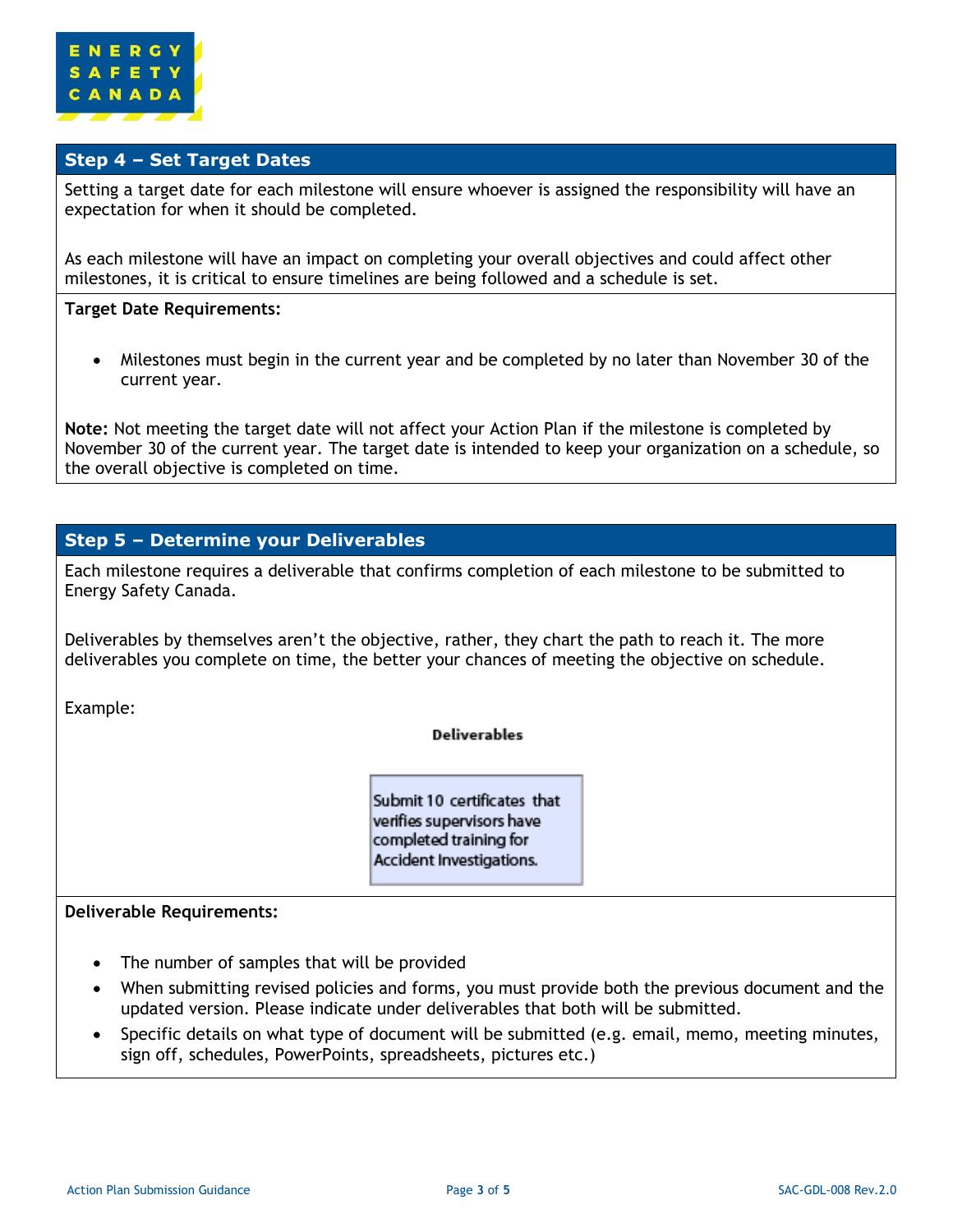## Step 4 – Set Target Dates

Setting a target date for each milestone will ensure whoever is assigned the responsibility will have an expectation for when it should be completed.

As each milestone will have an impact on completing your overall objectives and could affect other milestones, it is critical to ensure timelines are being followed and a schedule is set.

**Target Date Requirements:**

- Milestones must begin in the current year and be completed by no later than November 30 of the current year.

**Note:** Not meeting the target date will not affect your Action Plan if the milestone is completed by November 30 of the current year. The target date is intended to keep your organization on a schedule, so the overall objective is completed on time.

## Step 5 – Determine your Deliverables

Each milestone requires a deliverable that confirms completion of each milestone to be submitted to Energy Safety Canada.

Deliverables by themselves aren't the objective, rather, they chart the path to reach it. The more deliverables you complete on time, the better your chances of meeting the objective on schedule.

Example:

| Deliverables |
|---|
| Submit 10 certificates that verifies supervisors have completed training for Accident Investigations. |

**Deliverable Requirements:**

- The number of samples that will be provided
- When submitting revised policies and forms, you must provide both the previous document and the updated version. Please indicate under deliverables that both will be submitted.
- Specific details on what type of document will be submitted (e.g. email, memo, meeting minutes, sign off, schedules, PowerPoints, spreadsheets, pictures etc.)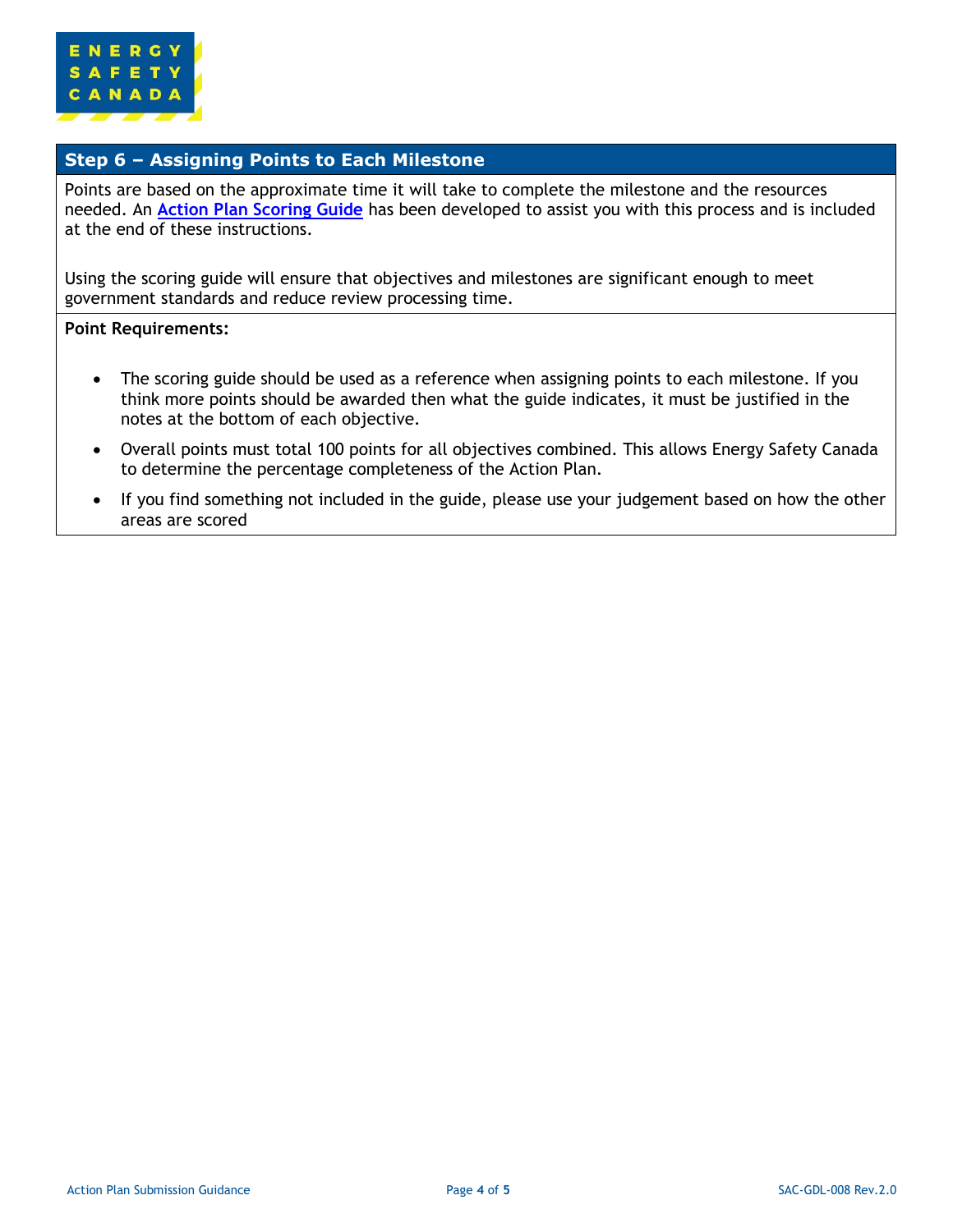## Step 6 – Assigning Points to Each Milestone

Points are based on the approximate time it will take to complete the milestone and the resources needed. An **Action Plan Scoring Guide** has been developed to assist you with this process and is included at the end of these instructions.

Using the scoring guide will ensure that objectives and milestones are significant enough to meet government standards and reduce review processing time.

**Point Requirements:**

- The scoring guide should be used as a reference when assigning points to each milestone. If you think more points should be awarded then what the guide indicates, it must be justified in the notes at the bottom of each objective.
- Overall points must total 100 points for all objectives combined. This allows Energy Safety Canada to determine the percentage completeness of the Action Plan.
- If you find something not included in the guide, please use your judgement based on how the other areas are scored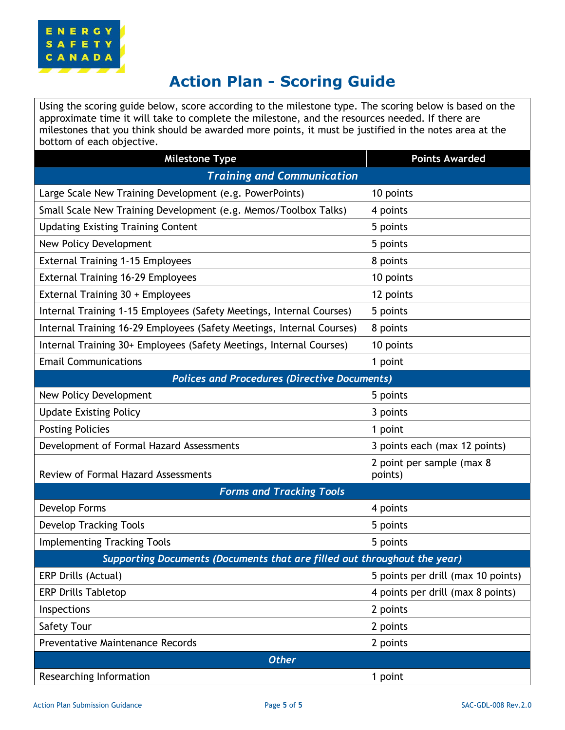# Action Plan - Scoring Guide

Using the scoring guide below, score according to the milestone type. The scoring below is based on the approximate time it will take to complete the milestone, and the resources needed. If there are milestones that you think should be awarded more points, it must be justified in the notes area at the bottom of each objective.

| Milestone Type | Points Awarded |
|---|---|
| ***Training and Communication*** | |
| Large Scale New Training Development (e.g. PowerPoints) | 10 points |
| Small Scale New Training Development (e.g. Memos/Toolbox Talks) | 4 points |
| Updating Existing Training Content | 5 points |
| New Policy Development | 5 points |
| External Training 1-15 Employees | 8 points |
| External Training 16-29 Employees | 10 points |
| External Training 30 + Employees | 12 points |
| Internal Training 1-15 Employees (Safety Meetings, Internal Courses) | 5 points |
| Internal Training 16-29 Employees (Safety Meetings, Internal Courses) | 8 points |
| Internal Training 30+ Employees (Safety Meetings, Internal Courses) | 10 points |
| Email Communications | 1 point |
| ***Polices and Procedures (Directive Documents)*** | |
| New Policy Development | 5 points |
| Update Existing Policy | 3 points |
| Posting Policies | 1 point |
| Development of Formal Hazard Assessments | 3 points each (max 12 points) |
| Review of Formal Hazard Assessments | 2 point per sample (max 8 points) |
| ***Forms and Tracking Tools*** | |
| Develop Forms | 4 points |
| Develop Tracking Tools | 5 points |
| Implementing Tracking Tools | 5 points |
| ***Supporting Documents (Documents that are filled out throughout the year)*** | |
| ERP Drills (Actual) | 5 points per drill (max 10 points) |
| ERP Drills Tabletop | 4 points per drill (max 8 points) |
| Inspections | 2 points |
| Safety Tour | 2 points |
| Preventative Maintenance Records | 2 points |
| ***Other*** | |
| Researching Information | 1 point |